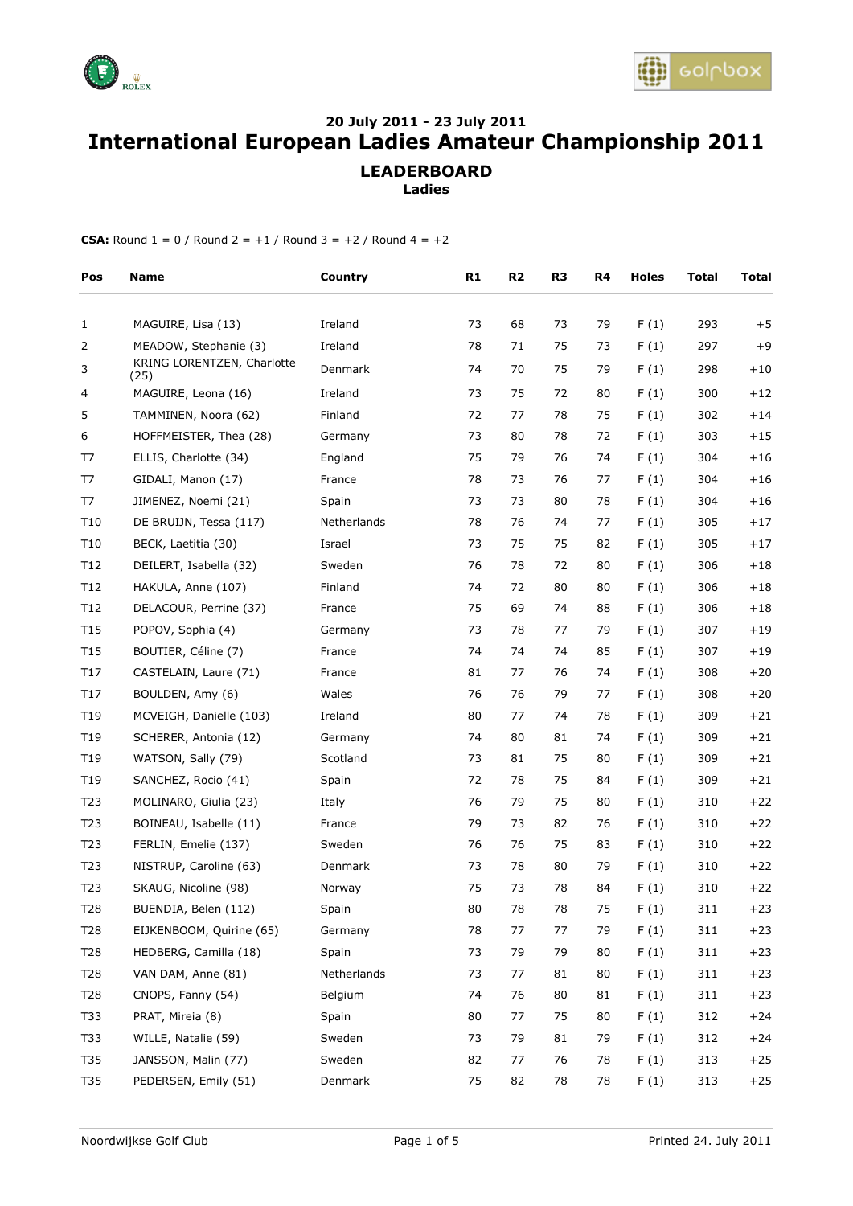20 July 2011 - 23 July 2011

# International European Ladies Amateur Championship 2011

## LEADERBOARD

### Ladies

**CSA:** Round 1 = 0 / Round 2 = +1 / Round 3 = +2 / Round 4 = +2

| Pos | Name | Country | R1 | R2 | R3 | R4 | Holes | Total | Total |
|---|---|---|---|---|---|---|---|---|---|
| 1 | MAGUIRE, Lisa (13) | Ireland | 73 | 68 | 73 | 79 | F (1) | 293 | +5 |
| 2 | MEADOW, Stephanie (3) | Ireland | 78 | 71 | 75 | 73 | F (1) | 297 | +9 |
| 3 | KRING LORENTZEN, Charlotte (25) | Denmark | 74 | 70 | 75 | 79 | F (1) | 298 | +10 |
| 4 | MAGUIRE, Leona (16) | Ireland | 73 | 75 | 72 | 80 | F (1) | 300 | +12 |
| 5 | TAMMINEN, Noora (62) | Finland | 72 | 77 | 78 | 75 | F (1) | 302 | +14 |
| 6 | HOFFMEISTER, Thea (28) | Germany | 73 | 80 | 78 | 72 | F (1) | 303 | +15 |
| T7 | ELLIS, Charlotte (34) | England | 75 | 79 | 76 | 74 | F (1) | 304 | +16 |
| T7 | GIDALI, Manon (17) | France | 78 | 73 | 76 | 77 | F (1) | 304 | +16 |
| T7 | JIMENEZ, Noemi (21) | Spain | 73 | 73 | 80 | 78 | F (1) | 304 | +16 |
| T10 | DE BRUIJN, Tessa (117) | Netherlands | 78 | 76 | 74 | 77 | F (1) | 305 | +17 |
| T10 | BECK, Laetitia (30) | Israel | 73 | 75 | 75 | 82 | F (1) | 305 | +17 |
| T12 | DEILERT, Isabella (32) | Sweden | 76 | 78 | 72 | 80 | F (1) | 306 | +18 |
| T12 | HAKULA, Anne (107) | Finland | 74 | 72 | 80 | 80 | F (1) | 306 | +18 |
| T12 | DELACOUR, Perrine (37) | France | 75 | 69 | 74 | 88 | F (1) | 306 | +18 |
| T15 | POPOV, Sophia (4) | Germany | 73 | 78 | 77 | 79 | F (1) | 307 | +19 |
| T15 | BOUTIER, Céline (7) | France | 74 | 74 | 74 | 85 | F (1) | 307 | +19 |
| T17 | CASTELAIN, Laure (71) | France | 81 | 77 | 76 | 74 | F (1) | 308 | +20 |
| T17 | BOULDEN, Amy (6) | Wales | 76 | 76 | 79 | 77 | F (1) | 308 | +20 |
| T19 | MCVEIGH, Danielle (103) | Ireland | 80 | 77 | 74 | 78 | F (1) | 309 | +21 |
| T19 | SCHERER, Antonia (12) | Germany | 74 | 80 | 81 | 74 | F (1) | 309 | +21 |
| T19 | WATSON, Sally (79) | Scotland | 73 | 81 | 75 | 80 | F (1) | 309 | +21 |
| T19 | SANCHEZ, Rocio (41) | Spain | 72 | 78 | 75 | 84 | F (1) | 309 | +21 |
| T23 | MOLINARO, Giulia (23) | Italy | 76 | 79 | 75 | 80 | F (1) | 310 | +22 |
| T23 | BOINEAU, Isabelle (11) | France | 79 | 73 | 82 | 76 | F (1) | 310 | +22 |
| T23 | FERLIN, Emelie (137) | Sweden | 76 | 76 | 75 | 83 | F (1) | 310 | +22 |
| T23 | NISTRUP, Caroline (63) | Denmark | 73 | 78 | 80 | 79 | F (1) | 310 | +22 |
| T23 | SKAUG, Nicoline (98) | Norway | 75 | 73 | 78 | 84 | F (1) | 310 | +22 |
| T28 | BUENDIA, Belen (112) | Spain | 80 | 78 | 78 | 75 | F (1) | 311 | +23 |
| T28 | EIJKENBOOM, Quirine (65) | Germany | 78 | 77 | 77 | 79 | F (1) | 311 | +23 |
| T28 | HEDBERG, Camilla (18) | Spain | 73 | 79 | 79 | 80 | F (1) | 311 | +23 |
| T28 | VAN DAM, Anne (81) | Netherlands | 73 | 77 | 81 | 80 | F (1) | 311 | +23 |
| T28 | CNOPS, Fanny (54) | Belgium | 74 | 76 | 80 | 81 | F (1) | 311 | +23 |
| T33 | PRAT, Mireia (8) | Spain | 80 | 77 | 75 | 80 | F (1) | 312 | +24 |
| T33 | WILLE, Natalie (59) | Sweden | 73 | 79 | 81 | 79 | F (1) | 312 | +24 |
| T35 | JANSSON, Malin (77) | Sweden | 82 | 77 | 76 | 78 | F (1) | 313 | +25 |
| T35 | PEDERSEN, Emily (51) | Denmark | 75 | 82 | 78 | 78 | F (1) | 313 | +25 |

Noordwijkse Golf Club

Printed 24. July 2011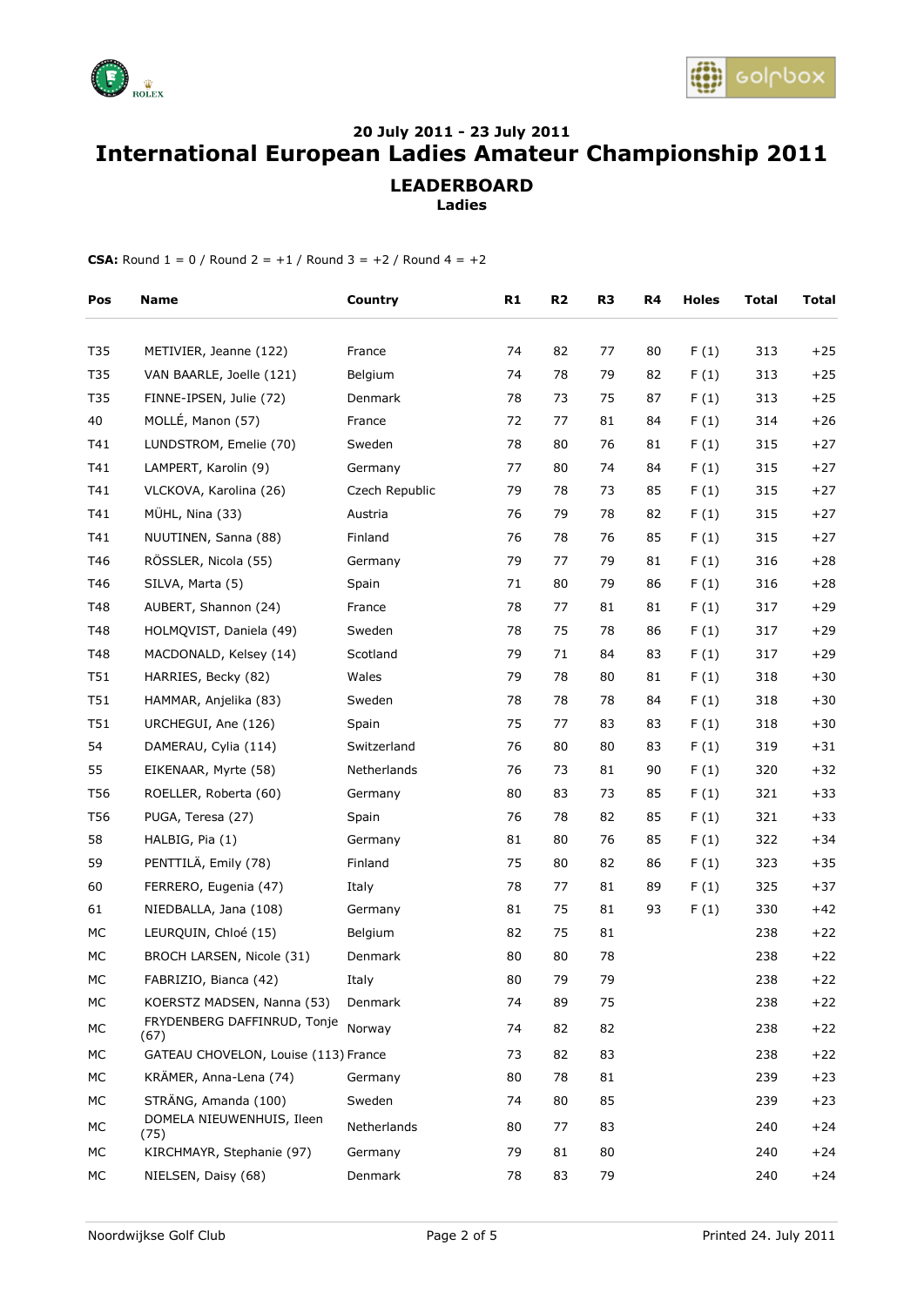**20 July 2011 - 23 July 2011**

# International European Ladies Amateur Championship 2011

## LEADERBOARD

### Ladies

**CSA:** Round 1 = 0 / Round 2 = +1 / Round 3 = +2 / Round 4 = +2

| Pos | Name | Country | R1 | R2 | R3 | R4 | Holes | Total | Total |
|---|---|---|---|---|---|---|---|---|---|
| T35 | METIVIER, Jeanne (122) | France | 74 | 82 | 77 | 80 | F (1) | 313 | +25 |
| T35 | VAN BAARLE, Joelle (121) | Belgium | 74 | 78 | 79 | 82 | F (1) | 313 | +25 |
| T35 | FINNE-IPSEN, Julie (72) | Denmark | 78 | 73 | 75 | 87 | F (1) | 313 | +25 |
| 40 | MOLLÉ, Manon (57) | France | 72 | 77 | 81 | 84 | F (1) | 314 | +26 |
| T41 | LUNDSTROM, Emelie (70) | Sweden | 78 | 80 | 76 | 81 | F (1) | 315 | +27 |
| T41 | LAMPERT, Karolin (9) | Germany | 77 | 80 | 74 | 84 | F (1) | 315 | +27 |
| T41 | VLCKOVA, Karolina (26) | Czech Republic | 79 | 78 | 73 | 85 | F (1) | 315 | +27 |
| T41 | MÜHL, Nina (33) | Austria | 76 | 79 | 78 | 82 | F (1) | 315 | +27 |
| T41 | NUUTINEN, Sanna (88) | Finland | 76 | 78 | 76 | 85 | F (1) | 315 | +27 |
| T46 | RÖSSLER, Nicola (55) | Germany | 79 | 77 | 79 | 81 | F (1) | 316 | +28 |
| T46 | SILVA, Marta (5) | Spain | 71 | 80 | 79 | 86 | F (1) | 316 | +28 |
| T48 | AUBERT, Shannon (24) | France | 78 | 77 | 81 | 81 | F (1) | 317 | +29 |
| T48 | HOLMQVIST, Daniela (49) | Sweden | 78 | 75 | 78 | 86 | F (1) | 317 | +29 |
| T48 | MACDONALD, Kelsey (14) | Scotland | 79 | 71 | 84 | 83 | F (1) | 317 | +29 |
| T51 | HARRIES, Becky (82) | Wales | 79 | 78 | 80 | 81 | F (1) | 318 | +30 |
| T51 | HAMMAR, Anjelika (83) | Sweden | 78 | 78 | 78 | 84 | F (1) | 318 | +30 |
| T51 | URCHEGUI, Ane (126) | Spain | 75 | 77 | 83 | 83 | F (1) | 318 | +30 |
| 54 | DAMERAU, Cylia (114) | Switzerland | 76 | 80 | 80 | 83 | F (1) | 319 | +31 |
| 55 | EIKENAAR, Myrte (58) | Netherlands | 76 | 73 | 81 | 90 | F (1) | 320 | +32 |
| T56 | ROELLER, Roberta (60) | Germany | 80 | 83 | 73 | 85 | F (1) | 321 | +33 |
| T56 | PUGA, Teresa (27) | Spain | 76 | 78 | 82 | 85 | F (1) | 321 | +33 |
| 58 | HALBIG, Pia (1) | Germany | 81 | 80 | 76 | 85 | F (1) | 322 | +34 |
| 59 | PENTTILÄ, Emily (78) | Finland | 75 | 80 | 82 | 86 | F (1) | 323 | +35 |
| 60 | FERRERO, Eugenia (47) | Italy | 78 | 77 | 81 | 89 | F (1) | 325 | +37 |
| 61 | NIEDBALLA, Jana (108) | Germany | 81 | 75 | 81 | 93 | F (1) | 330 | +42 |
| MC | LEURQUIN, Chloé (15) | Belgium | 82 | 75 | 81 | | | 238 | +22 |
| MC | BROCH LARSEN, Nicole (31) | Denmark | 80 | 80 | 78 | | | 238 | +22 |
| MC | FABRIZIO, Bianca (42) | Italy | 80 | 79 | 79 | | | 238 | +22 |
| MC | KOERSTZ MADSEN, Nanna (53) | Denmark | 74 | 89 | 75 | | | 238 | +22 |
| MC | FRYDENBERG DAFFINRUD, Tonje (67) | Norway | 74 | 82 | 82 | | | 238 | +22 |
| MC | GATEAU CHOVELON, Louise (113) | France | 73 | 82 | 83 | | | 238 | +22 |
| MC | KRÄMER, Anna-Lena (74) | Germany | 80 | 78 | 81 | | | 239 | +23 |
| MC | STRÄNG, Amanda (100) | Sweden | 74 | 80 | 85 | | | 239 | +23 |
| MC | DOMELA NIEUWENHUIS, Ileen (75) | Netherlands | 80 | 77 | 83 | | | 240 | +24 |
| MC | KIRCHMAYR, Stephanie (97) | Germany | 79 | 81 | 80 | | | 240 | +24 |
| MC | NIELSEN, Daisy (68) | Denmark | 78 | 83 | 79 | | | 240 | +24 |

Noordwijkse Golf Club    Printed 24. July 2011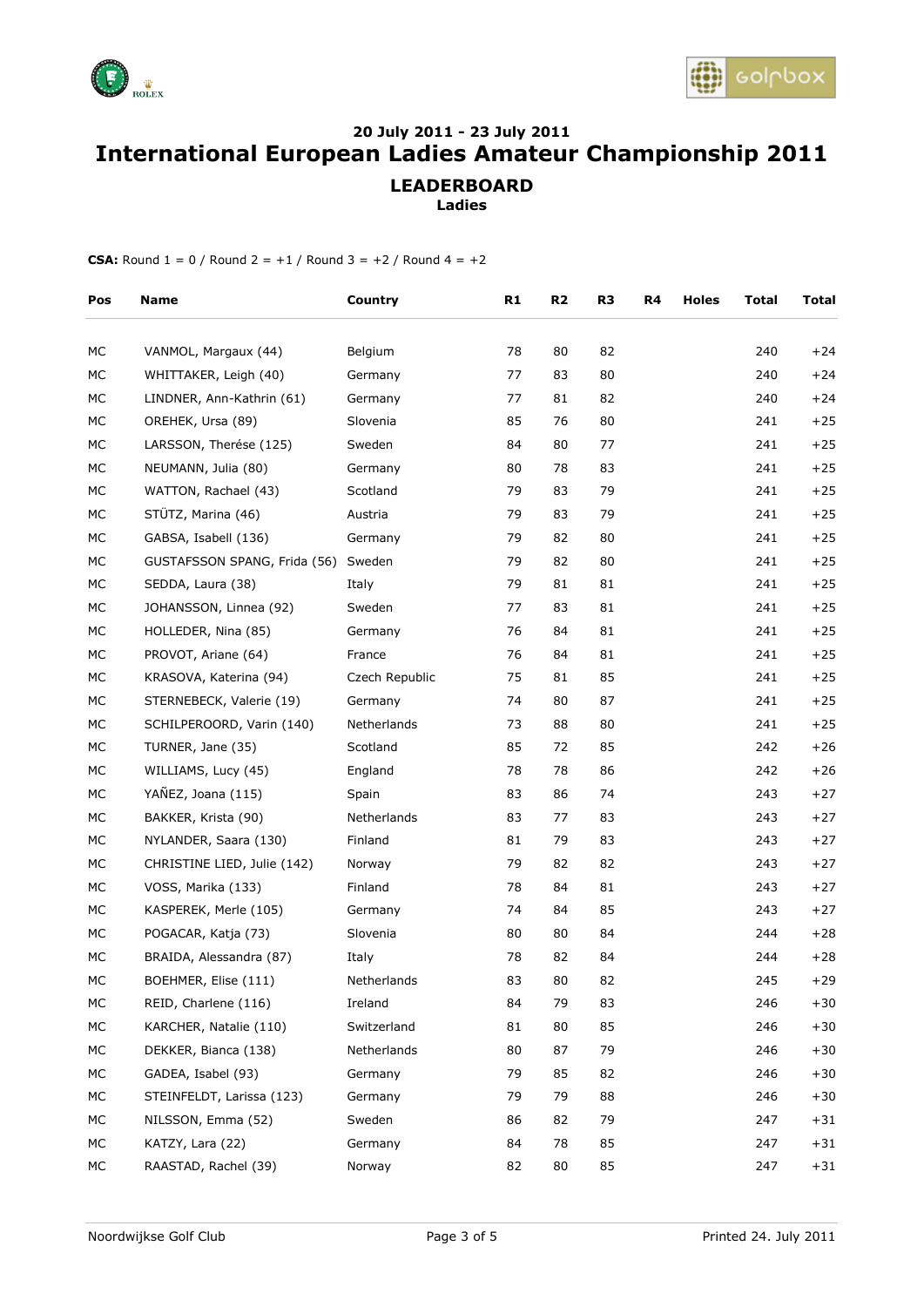**20 July 2011 - 23 July 2011**

# International European Ladies Amateur Championship 2011

## LEADERBOARD

**Ladies**

**CSA:** Round 1 = 0 / Round 2 = +1 / Round 3 = +2 / Round 4 = +2

| Pos | Name | Country | R1 | R2 | R3 | R4 | Holes | Total | Total |
|---|---|---|---|---|---|---|---|---|---|
| MC | VANMOL, Margaux (44) | Belgium | 78 | 80 | 82 | | | 240 | +24 |
| MC | WHITTAKER, Leigh (40) | Germany | 77 | 83 | 80 | | | 240 | +24 |
| MC | LINDNER, Ann-Kathrin (61) | Germany | 77 | 81 | 82 | | | 240 | +24 |
| MC | OREHEK, Ursa (89) | Slovenia | 85 | 76 | 80 | | | 241 | +25 |
| MC | LARSSON, Therése (125) | Sweden | 84 | 80 | 77 | | | 241 | +25 |
| MC | NEUMANN, Julia (80) | Germany | 80 | 78 | 83 | | | 241 | +25 |
| MC | WATTON, Rachael (43) | Scotland | 79 | 83 | 79 | | | 241 | +25 |
| MC | STÜTZ, Marina (46) | Austria | 79 | 83 | 79 | | | 241 | +25 |
| MC | GABSA, Isabell (136) | Germany | 79 | 82 | 80 | | | 241 | +25 |
| MC | GUSTAFSSON SPANG, Frida (56) | Sweden | 79 | 82 | 80 | | | 241 | +25 |
| MC | SEDDA, Laura (38) | Italy | 79 | 81 | 81 | | | 241 | +25 |
| MC | JOHANSSON, Linnea (92) | Sweden | 77 | 83 | 81 | | | 241 | +25 |
| MC | HOLLEDER, Nina (85) | Germany | 76 | 84 | 81 | | | 241 | +25 |
| MC | PROVOT, Ariane (64) | France | 76 | 84 | 81 | | | 241 | +25 |
| MC | KRASOVA, Katerina (94) | Czech Republic | 75 | 81 | 85 | | | 241 | +25 |
| MC | STERNEBECK, Valerie (19) | Germany | 74 | 80 | 87 | | | 241 | +25 |
| MC | SCHILPEROORD, Varin (140) | Netherlands | 73 | 88 | 80 | | | 241 | +25 |
| MC | TURNER, Jane (35) | Scotland | 85 | 72 | 85 | | | 242 | +26 |
| MC | WILLIAMS, Lucy (45) | England | 78 | 78 | 86 | | | 242 | +26 |
| MC | YAÑEZ, Joana (115) | Spain | 83 | 86 | 74 | | | 243 | +27 |
| MC | BAKKER, Krista (90) | Netherlands | 83 | 77 | 83 | | | 243 | +27 |
| MC | NYLANDER, Saara (130) | Finland | 81 | 79 | 83 | | | 243 | +27 |
| MC | CHRISTINE LIED, Julie (142) | Norway | 79 | 82 | 82 | | | 243 | +27 |
| MC | VOSS, Marika (133) | Finland | 78 | 84 | 81 | | | 243 | +27 |
| MC | KASPEREK, Merle (105) | Germany | 74 | 84 | 85 | | | 243 | +27 |
| MC | POGACAR, Katja (73) | Slovenia | 80 | 80 | 84 | | | 244 | +28 |
| MC | BRAIDA, Alessandra (87) | Italy | 78 | 82 | 84 | | | 244 | +28 |
| MC | BOEHMER, Elise (111) | Netherlands | 83 | 80 | 82 | | | 245 | +29 |
| MC | REID, Charlene (116) | Ireland | 84 | 79 | 83 | | | 246 | +30 |
| MC | KARCHER, Natalie (110) | Switzerland | 81 | 80 | 85 | | | 246 | +30 |
| MC | DEKKER, Bianca (138) | Netherlands | 80 | 87 | 79 | | | 246 | +30 |
| MC | GADEA, Isabel (93) | Germany | 79 | 85 | 82 | | | 246 | +30 |
| MC | STEINFELDT, Larissa (123) | Germany | 79 | 79 | 88 | | | 246 | +30 |
| MC | NILSSON, Emma (52) | Sweden | 86 | 82 | 79 | | | 247 | +31 |
| MC | KATZY, Lara (22) | Germany | 84 | 78 | 85 | | | 247 | +31 |
| MC | RAASTAD, Rachel (39) | Norway | 82 | 80 | 85 | | | 247 | +31 |

Noordwijkse Golf Club — Printed 24. July 2011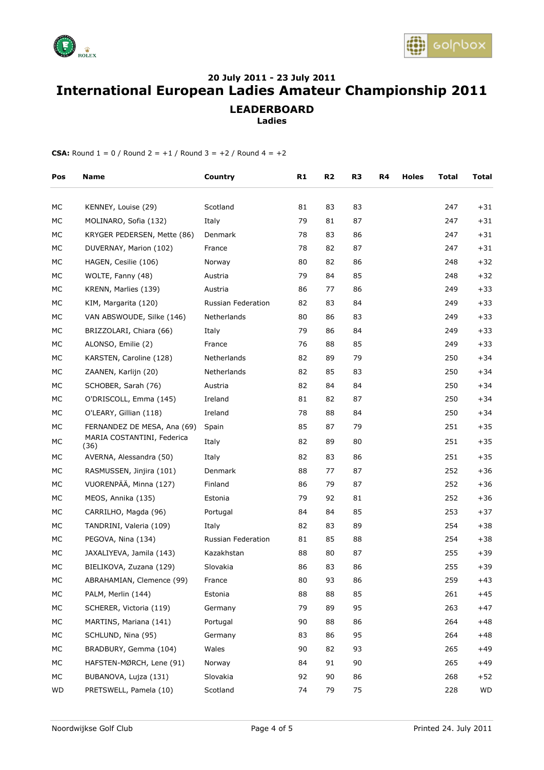20 July 2011 - 23 July 2011

# International European Ladies Amateur Championship 2011

## LEADERBOARD

**Ladies**

**CSA:** Round 1 = 0 / Round 2 = +1 / Round 3 = +2 / Round 4 = +2

| Pos | Name | Country | R1 | R2 | R3 | R4 | Holes | Total | Total |
|---|---|---|---|---|---|---|---|---|---|
| MC | KENNEY, Louise (29) | Scotland | 81 | 83 | 83 | | | 247 | +31 |
| MC | MOLINARO, Sofia (132) | Italy | 79 | 81 | 87 | | | 247 | +31 |
| MC | KRYGER PEDERSEN, Mette (86) | Denmark | 78 | 83 | 86 | | | 247 | +31 |
| MC | DUVERNAY, Marion (102) | France | 78 | 82 | 87 | | | 247 | +31 |
| MC | HAGEN, Cesilie (106) | Norway | 80 | 82 | 86 | | | 248 | +32 |
| MC | WOLTE, Fanny (48) | Austria | 79 | 84 | 85 | | | 248 | +32 |
| MC | KRENN, Marlies (139) | Austria | 86 | 77 | 86 | | | 249 | +33 |
| MC | KIM, Margarita (120) | Russian Federation | 82 | 83 | 84 | | | 249 | +33 |
| MC | VAN ABSWOUDE, Silke (146) | Netherlands | 80 | 86 | 83 | | | 249 | +33 |
| MC | BRIZZOLARI, Chiara (66) | Italy | 79 | 86 | 84 | | | 249 | +33 |
| MC | ALONSO, Emilie (2) | France | 76 | 88 | 85 | | | 249 | +33 |
| MC | KARSTEN, Caroline (128) | Netherlands | 82 | 89 | 79 | | | 250 | +34 |
| MC | ZAANEN, Karlijn (20) | Netherlands | 82 | 85 | 83 | | | 250 | +34 |
| MC | SCHOBER, Sarah (76) | Austria | 82 | 84 | 84 | | | 250 | +34 |
| MC | O'DRISCOLL, Emma (145) | Ireland | 81 | 82 | 87 | | | 250 | +34 |
| MC | O'LEARY, Gillian (118) | Ireland | 78 | 88 | 84 | | | 250 | +34 |
| MC | FERNANDEZ DE MESA, Ana (69) | Spain | 85 | 87 | 79 | | | 251 | +35 |
| MC | MARIA COSTANTINI, Federica (36) | Italy | 82 | 89 | 80 | | | 251 | +35 |
| MC | AVERNA, Alessandra (50) | Italy | 82 | 83 | 86 | | | 251 | +35 |
| MC | RASMUSSEN, Jinjira (101) | Denmark | 88 | 77 | 87 | | | 252 | +36 |
| MC | VUORENPÄÄ, Minna (127) | Finland | 86 | 79 | 87 | | | 252 | +36 |
| MC | MEOS, Annika (135) | Estonia | 79 | 92 | 81 | | | 252 | +36 |
| MC | CARRILHO, Magda (96) | Portugal | 84 | 84 | 85 | | | 253 | +37 |
| MC | TANDRINI, Valeria (109) | Italy | 82 | 83 | 89 | | | 254 | +38 |
| MC | PEGOVA, Nina (134) | Russian Federation | 81 | 85 | 88 | | | 254 | +38 |
| MC | JAXALIYEVA, Jamila (143) | Kazakhstan | 88 | 80 | 87 | | | 255 | +39 |
| MC | BIELIKOVA, Zuzana (129) | Slovakia | 86 | 83 | 86 | | | 255 | +39 |
| MC | ABRAHAMIAN, Clemence (99) | France | 80 | 93 | 86 | | | 259 | +43 |
| MC | PALM, Merlin (144) | Estonia | 88 | 88 | 85 | | | 261 | +45 |
| MC | SCHERER, Victoria (119) | Germany | 79 | 89 | 95 | | | 263 | +47 |
| MC | MARTINS, Mariana (141) | Portugal | 90 | 88 | 86 | | | 264 | +48 |
| MC | SCHLUND, Nina (95) | Germany | 83 | 86 | 95 | | | 264 | +48 |
| MC | BRADBURY, Gemma (104) | Wales | 90 | 82 | 93 | | | 265 | +49 |
| MC | HAFSTEN-MØRCH, Lene (91) | Norway | 84 | 91 | 90 | | | 265 | +49 |
| MC | BUBANOVA, Lujza (131) | Slovakia | 92 | 90 | 86 | | | 268 | +52 |
| WD | PRETSWELL, Pamela (10) | Scotland | 74 | 79 | 75 | | | 228 | WD |

Noordwijkse Golf Club — Printed 24. July 2011